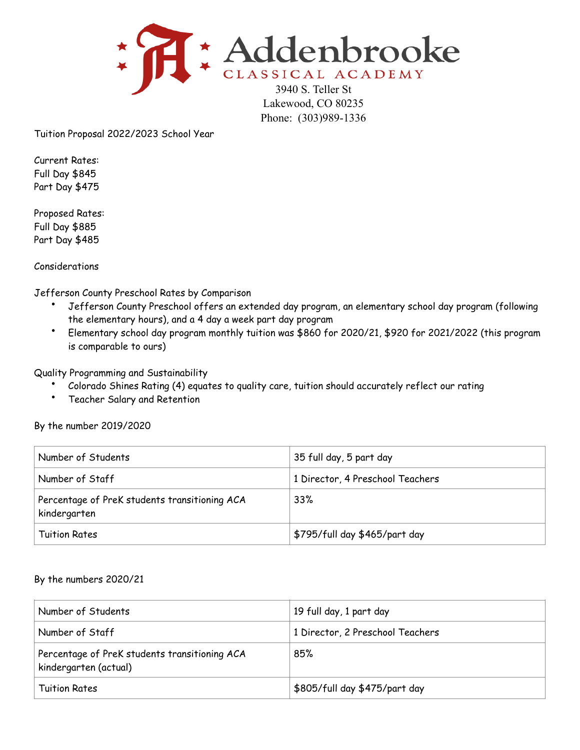# Addenbrooke
## CLASSICAL ACADEMY

3940 S. Teller St
Lakewood, CO 80235
Phone: (303)989-1336

Tuition Proposal 2022/2023 School Year

Current Rates:
Full Day $845
Part Day $475

Proposed Rates:
Full Day $885
Part Day $485

Considerations

Jefferson County Preschool Rates by Comparison

- Jefferson County Preschool offers an extended day program, an elementary school day program (following the elementary hours), and a 4 day a week part day program
- Elementary school day program monthly tuition was $860 for 2020/21, $920 for 2021/2022 (this program is comparable to ours)

Quality Programming and Sustainability

- Colorado Shines Rating (4) equates to quality care, tuition should accurately reflect our rating
- Teacher Salary and Retention

By the number 2019/2020

| Number of Students | 35 full day, 5 part day |
|---|---|
| Number of Staff | 1 Director, 4 Preschool Teachers |
| Percentage of PreK students transitioning ACA kindergarten | 33% |
| Tuition Rates | $795/full day $465/part day |

By the numbers 2020/21

| Number of Students | 19 full day, 1 part day |
|---|---|
| Number of Staff | 1 Director, 2 Preschool Teachers |
| Percentage of PreK students transitioning ACA kindergarten (actual) | 85% |
| Tuition Rates | $805/full day $475/part day |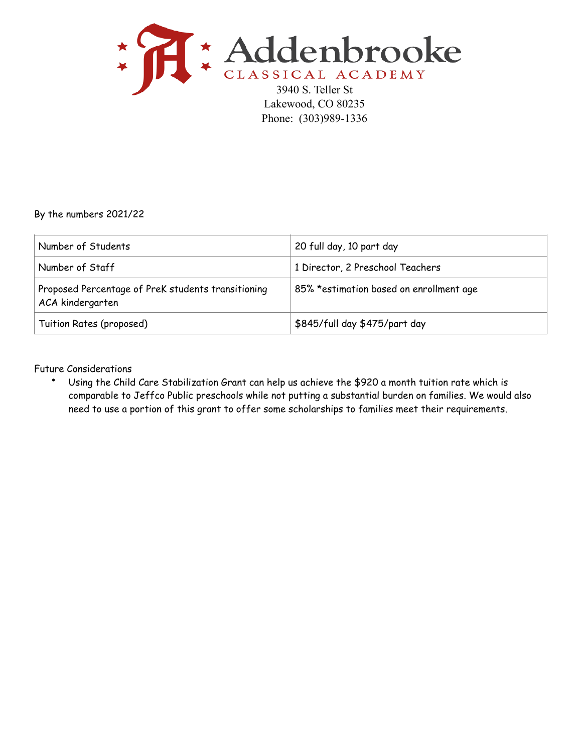# Addenbrooke

CLASSICAL ACADEMY

3940 S. Teller St
Lakewood, CO 80235
Phone: (303)989-1336

By the numbers 2021/22

| | |
|---|---|
| Number of Students | 20 full day, 10 part day |
| Number of Staff | 1 Director, 2 Preschool Teachers |
| Proposed Percentage of PreK students transitioning ACA kindergarten | 85% *estimation based on enrollment age |
| Tuition Rates (proposed) | $845/full day $475/part day |

Future Considerations

- Using the Child Care Stabilization Grant can help us achieve the $920 a month tuition rate which is comparable to Jeffco Public preschools while not putting a substantial burden on families. We would also need to use a portion of this grant to offer some scholarships to families meet their requirements.